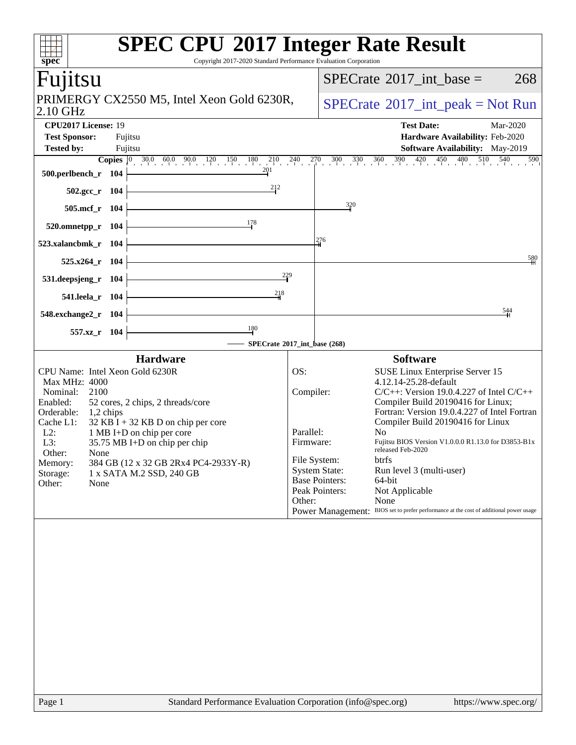# SPEC CPU 2017 Integer Rate Result

Copyright 2017-2020 Standard Performance Evaluation Corporation

## Fujitsu

PRIMERGY CX2550 M5, Intel Xeon Gold 6230R, 2.10 GHz

SPECrate 2017_int_base = 268

SPECrate 2017_int_peak = Not Run

**CPU2017 License:** 19
**Test Sponsor:** Fujitsu
**Tested by:** Fujitsu

**Test Date:** Mar-2020
**Hardware Availability:** Feb-2020
**Software Availability:** May-2019

| Benchmark | Copies | SPECrate 2017_int_base (268) |
|---|---|---|
| 500.perlbench_r | 104 | 201 |
| 502.gcc_r | 104 | 212 |
| 505.mcf_r | 104 | 320 |
| 520.omnetpp_r | 104 | 178 |
| 523.xalancbmk_r | 104 | 276 |
| 525.x264_r | 104 | 580 |
| 531.deepsjeng_r | 104 | 229 |
| 541.leela_r | 104 | 218 |
| 548.exchange2_r | 104 | 544 |
| 557.xz_r | 104 | 180 |

### Hardware

| | |
|---|---|
| CPU Name: | Intel Xeon Gold 6230R |
| Max MHz: | 4000 |
| Nominal: | 2100 |
| Enabled: | 52 cores, 2 chips, 2 threads/core |
| Orderable: | 1,2 chips |
| Cache L1: | 32 KB I + 32 KB D on chip per core |
| L2: | 1 MB I+D on chip per core |
| L3: | 35.75 MB I+D on chip per chip |
| Other: | None |
| Memory: | 384 GB (12 x 32 GB 2Rx4 PC4-2933Y-R) |
| Storage: | 1 x SATA M.2 SSD, 240 GB |
| Other: | None |

### Software

| | |
|---|---|
| OS: | SUSE Linux Enterprise Server 15 4.12.14-25.28-default |
| Compiler: | C/C++: Version 19.0.4.227 of Intel C/C++ Compiler Build 20190416 for Linux; Fortran: Version 19.0.4.227 of Intel Fortran Compiler Build 20190416 for Linux |
| Parallel: | No |
| Firmware: | Fujitsu BIOS Version V1.0.0.0 R1.13.0 for D3853-B1x released Feb-2020 |
| File System: | btrfs |
| System State: | Run level 3 (multi-user) |
| Base Pointers: | 64-bit |
| Peak Pointers: | Not Applicable |
| Other: | None |
| Power Management: | BIOS set to prefer performance at the cost of additional power usage |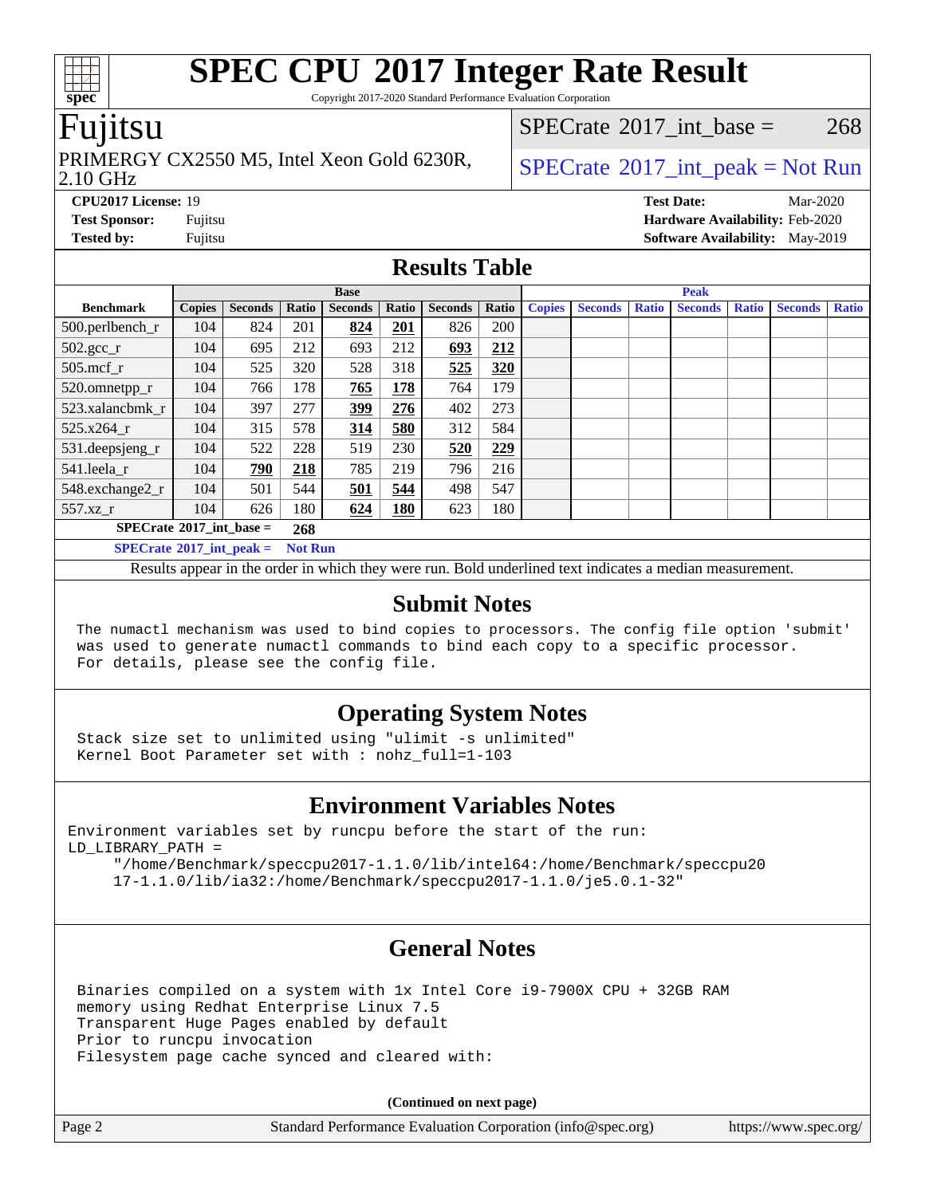# SPEC CPU 2017 Integer Rate Result

Copyright 2017-2020 Standard Performance Evaluation Corporation

## Fujitsu

PRIMERGY CX2550 M5, Intel Xeon Gold 6230R, 2.10 GHz

SPECrate 2017_int_base = 268

SPECrate 2017_int_peak = Not Run

**CPU2017 License:** 19
**Test Sponsor:** Fujitsu
**Tested by:** Fujitsu

**Test Date:** Mar-2020
**Hardware Availability:** Feb-2020
**Software Availability:** May-2019

## Results Table

| Benchmark | Base | | | | | | | Peak | | | | | | |
|---|---|---|---|---|---|---|---|---|---|---|---|---|---|---|
| | Copies | Seconds | Ratio | Seconds | Ratio | Seconds | Ratio | Copies | Seconds | Ratio | Seconds | Ratio | Seconds | Ratio |
| 500.perlbench_r | 104 | 824 | 201 | **824** | **201** | 826 | 200 | | | | | | | |
| 502.gcc_r | 104 | 695 | 212 | 693 | 212 | **693** | **212** | | | | | | | |
| 505.mcf_r | 104 | 525 | 320 | 528 | 318 | **525** | **320** | | | | | | | |
| 520.omnetpp_r | 104 | 766 | 178 | **765** | **178** | 764 | 179 | | | | | | | |
| 523.xalancbmk_r | 104 | 397 | 277 | **399** | **276** | 402 | 273 | | | | | | | |
| 525.x264_r | 104 | 315 | 578 | **314** | **580** | 312 | 584 | | | | | | | |
| 531.deepsjeng_r | 104 | 522 | 228 | 519 | 230 | **520** | **229** | | | | | | | |
| 541.leela_r | 104 | **790** | **218** | 785 | 219 | 796 | 216 | | | | | | | |
| 548.exchange2_r | 104 | 501 | 544 | **501** | **544** | 498 | 547 | | | | | | | |
| 557.xz_r | 104 | 626 | 180 | **624** | **180** | 623 | 180 | | | | | | | |

**SPECrate 2017_int_base = 268**

**SPECrate 2017_int_peak = Not Run**

Results appear in the order in which they were run. Bold underlined text indicates a median measurement.

## Submit Notes

```
The numactl mechanism was used to bind copies to processors. The config file option 'submit'
was used to generate numactl commands to bind each copy to a specific processor.
For details, please see the config file.
```

## Operating System Notes

```
Stack size set to unlimited using "ulimit -s unlimited"
Kernel Boot Parameter set with : nohz_full=1-103
```

## Environment Variables Notes

```
Environment variables set by runcpu before the start of the run:
LD_LIBRARY_PATH =
     "/home/Benchmark/speccpu2017-1.1.0/lib/intel64:/home/Benchmark/speccpu20
     17-1.1.0/lib/ia32:/home/Benchmark/speccpu2017-1.1.0/je5.0.1-32"
```

## General Notes

```
Binaries compiled on a system with 1x Intel Core i9-7900X CPU + 32GB RAM
memory using Redhat Enterprise Linux 7.5
Transparent Huge Pages enabled by default
Prior to runcpu invocation
Filesystem page cache synced and cleared with:
```

**(Continued on next page)**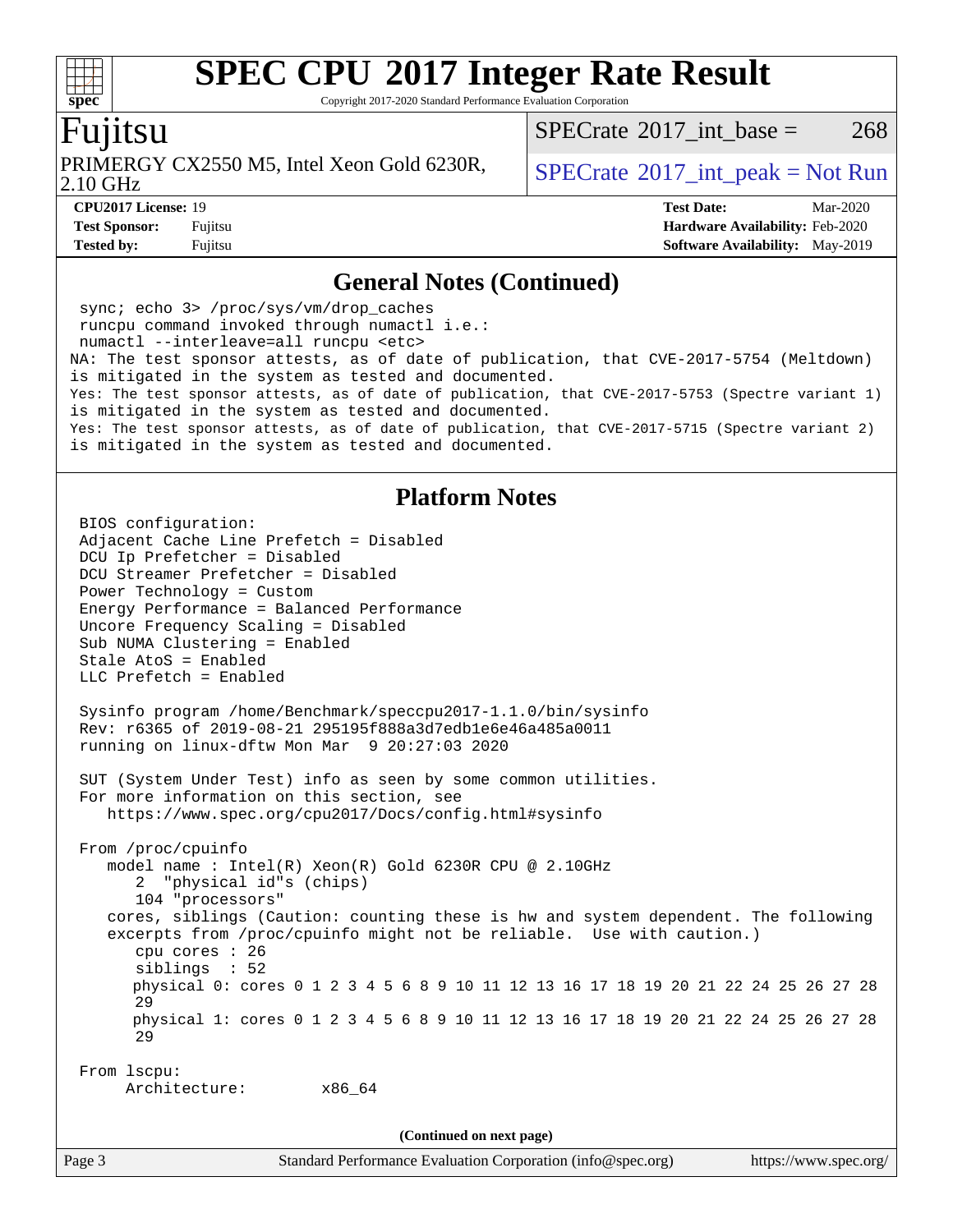## General Notes (Continued)

```
sync; echo 3> /proc/sys/vm/drop_caches
runcpu command invoked through numactl i.e.:
numactl --interleave=all runcpu <etc>
```

NA: The test sponsor attests, as of date of publication, that CVE-2017-5754 (Meltdown) is mitigated in the system as tested and documented.
Yes: The test sponsor attests, as of date of publication, that CVE-2017-5753 (Spectre variant 1) is mitigated in the system as tested and documented.
Yes: The test sponsor attests, as of date of publication, that CVE-2017-5715 (Spectre variant 2) is mitigated in the system as tested and documented.

## Platform Notes

```
BIOS configuration:
Adjacent Cache Line Prefetch = Disabled
DCU Ip Prefetcher = Disabled
DCU Streamer Prefetcher = Disabled
Power Technology = Custom
Energy Performance = Balanced Performance
Uncore Frequency Scaling = Disabled
Sub NUMA Clustering = Enabled
Stale AtoS = Enabled
LLC Prefetch = Enabled

Sysinfo program /home/Benchmark/speccpu2017-1.1.0/bin/sysinfo
Rev: r6365 of 2019-08-21 295195f888a3d7edb1e6e46a485a0011
running on linux-dftw Mon Mar  9 20:27:03 2020

SUT (System Under Test) info as seen by some common utilities.
For more information on this section, see
   https://www.spec.org/cpu2017/Docs/config.html#sysinfo

From /proc/cpuinfo
   model name : Intel(R) Xeon(R) Gold 6230R CPU @ 2.10GHz
      2  "physical id"s (chips)
      104 "processors"
   cores, siblings (Caution: counting these is hw and system dependent. The following
   excerpts from /proc/cpuinfo might not be reliable.  Use with caution.)
      cpu cores : 26
      siblings  : 52
      physical 0: cores 0 1 2 3 4 5 6 8 9 10 11 12 13 16 17 18 19 20 21 22 24 25 26 27 28
      29
      physical 1: cores 0 1 2 3 4 5 6 8 9 10 11 12 13 16 17 18 19 20 21 22 24 25 26 27 28
      29

From lscpu:
     Architecture:        x86_64
```

(Continued on next page)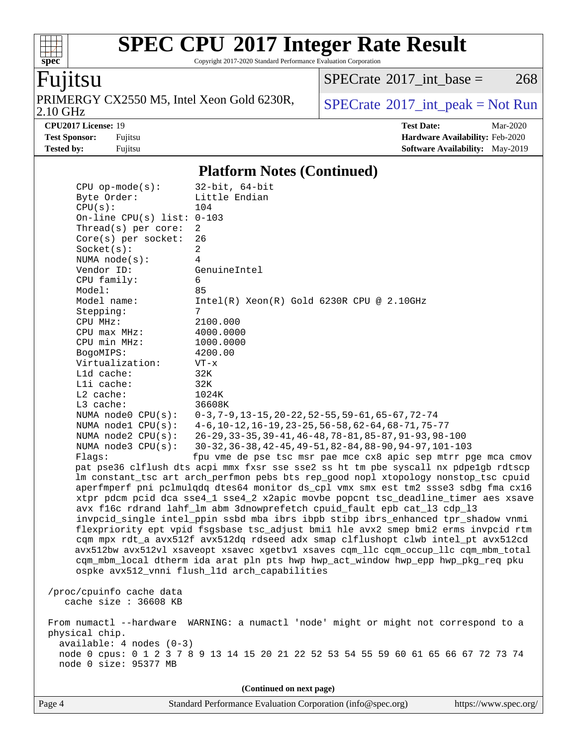# SPEC CPU 2017 Integer Rate Result

Copyright 2017-2020 Standard Performance Evaluation Corporation

## Fujitsu

PRIMERGY CX2550 M5, Intel Xeon Gold 6230R, 2.10 GHz

SPECrate 2017_int_base = 268

SPECrate 2017_int_peak = Not Run

**CPU2017 License:** 19
**Test Sponsor:** Fujitsu
**Tested by:** Fujitsu

**Test Date:** Mar-2020
**Hardware Availability:** Feb-2020
**Software Availability:** May-2019

### Platform Notes (Continued)

```
    CPU op-mode(s):        32-bit, 64-bit
    Byte Order:            Little Endian
    CPU(s):                104
    On-line CPU(s) list:   0-103
    Thread(s) per core:    2
    Core(s) per socket:    26
    Socket(s):             2
    NUMA node(s):          4
    Vendor ID:             GenuineIntel
    CPU family:            6
    Model:                 85
    Model name:            Intel(R) Xeon(R) Gold 6230R CPU @ 2.10GHz
    Stepping:              7
    CPU MHz:               2100.000
    CPU max MHz:           4000.0000
    CPU min MHz:           1000.0000
    BogoMIPS:              4200.00
    Virtualization:        VT-x
    L1d cache:             32K
    L1i cache:             32K
    L2 cache:              1024K
    L3 cache:              36608K
    NUMA node0 CPU(s):     0-3,7-9,13-15,20-22,52-55,59-61,65-67,72-74
    NUMA node1 CPU(s):     4-6,10-12,16-19,23-25,56-58,62-64,68-71,75-77
    NUMA node2 CPU(s):     26-29,33-35,39-41,46-48,78-81,85-87,91-93,98-100
    NUMA node3 CPU(s):     30-32,36-38,42-45,49-51,82-84,88-90,94-97,101-103
    Flags:                 fpu vme de pse tsc msr pae mce cx8 apic sep mtrr pge mca cmov
    pat pse36 clflush dts acpi mmx fxsr sse sse2 ss ht tm pbe syscall nx pdpe1gb rdtscp
    lm constant_tsc art arch_perfmon pebs bts rep_good nopl xtopology nonstop_tsc cpuid
    aperfmperf pni pclmulqdq dtes64 monitor ds_cpl vmx smx est tm2 ssse3 sdbg fma cx16
    xtpr pdcm pcid dca sse4_1 sse4_2 x2apic movbe popcnt tsc_deadline_timer aes xsave
    avx f16c rdrand lahf_lm abm 3dnowprefetch cpuid_fault epb cat_l3 cdp_l3
    invpcid_single intel_ppin ssbd mba ibrs ibpb stibp ibrs_enhanced tpr_shadow vnmi
    flexpriority ept vpid fsgsbase tsc_adjust bmi1 hle avx2 smep bmi2 erms invpcid rtm
    cqm mpx rdt_a avx512f avx512dq rdseed adx smap clflushopt clwb intel_pt avx512cd
    avx512bw avx512vl xsaveopt xsavec xgetbv1 xsaves cqm_llc cqm_occup_llc cqm_mbm_total
    cqm_mbm_local dtherm ida arat pln pts hwp hwp_act_window hwp_epp hwp_pkg_req pku
    ospke avx512_vnni flush_l1d arch_capabilities

 /proc/cpuinfo cache data
    cache size : 36608 KB

 From numactl --hardware  WARNING: a numactl 'node' might or might not correspond to a
 physical chip.
   available: 4 nodes (0-3)
   node 0 cpus: 0 1 2 3 7 8 9 13 14 15 20 21 22 52 53 54 55 59 60 61 65 66 67 72 73 74
   node 0 size: 95377 MB
```

(Continued on next page)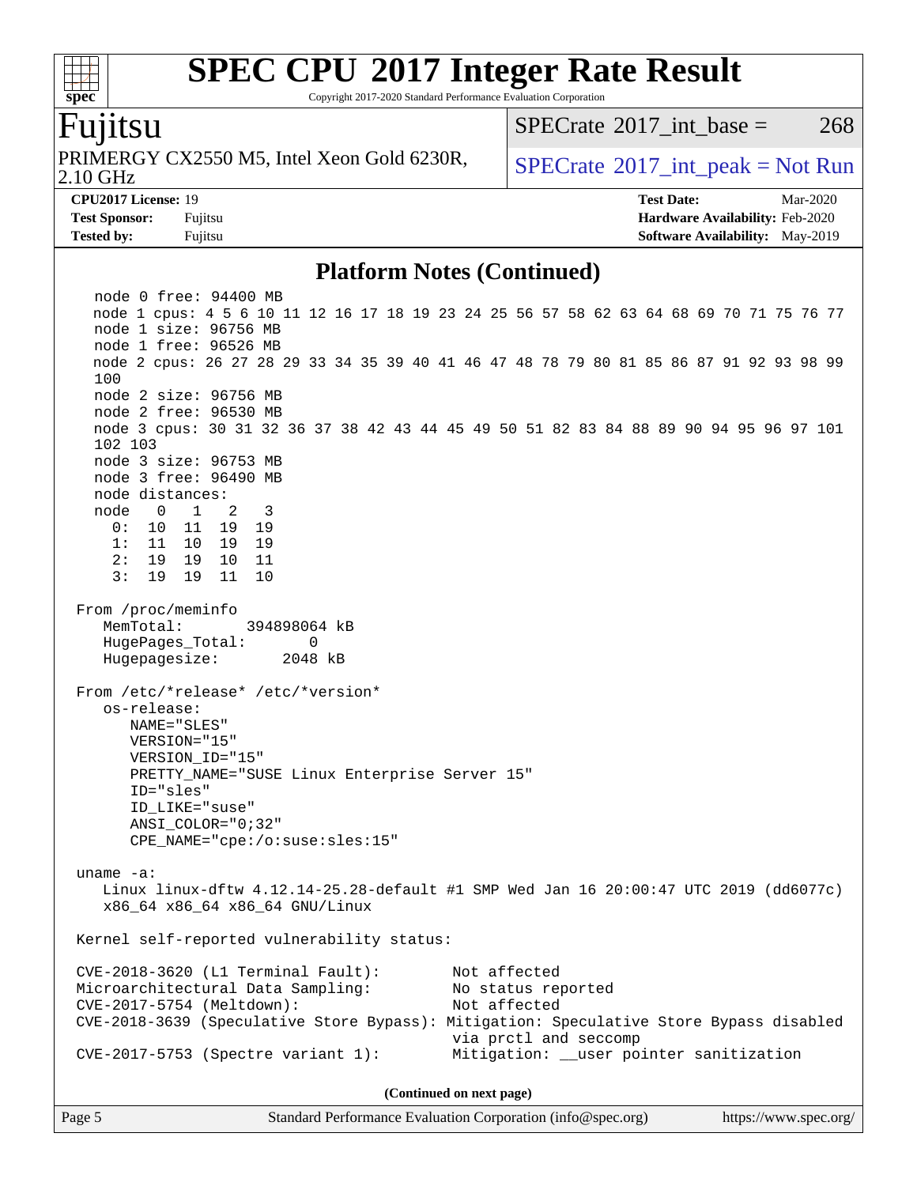## Platform Notes (Continued)

```
   node 0 free: 94400 MB
   node 1 cpus: 4 5 6 10 11 12 16 17 18 19 23 24 25 56 57 58 62 63 64 68 69 70 71 75 76 77
   node 1 size: 96756 MB
   node 1 free: 96526 MB
   node 2 cpus: 26 27 28 29 33 34 35 39 40 41 46 47 48 78 79 80 81 85 86 87 91 92 93 98 99
   100
   node 2 size: 96756 MB
   node 2 free: 96530 MB
   node 3 cpus: 30 31 32 36 37 38 42 43 44 45 49 50 51 82 83 84 88 89 90 94 95 96 97 101
   102 103
   node 3 size: 96753 MB
   node 3 free: 96490 MB
   node distances:
   node   0   1   2   3
     0:  10  11  19  19
     1:  11  10  19  19
     2:  19  19  10  11
     3:  19  19  11  10

 From /proc/meminfo
    MemTotal:       394898064 kB
    HugePages_Total:       0
    Hugepagesize:       2048 kB

 From /etc/*release* /etc/*version*
    os-release:
       NAME="SLES"
       VERSION="15"
       VERSION_ID="15"
       PRETTY_NAME="SUSE Linux Enterprise Server 15"
       ID="sles"
       ID_LIKE="suse"
       ANSI_COLOR="0;32"
       CPE_NAME="cpe:/o:suse:sles:15"

 uname -a:
    Linux linux-dftw 4.12.14-25.28-default #1 SMP Wed Jan 16 20:00:47 UTC 2019 (dd6077c)
    x86_64 x86_64 x86_64 GNU/Linux

 Kernel self-reported vulnerability status:

 CVE-2018-3620 (L1 Terminal Fault):         Not affected
 Microarchitectural Data Sampling:          No status reported
 CVE-2017-5754 (Meltdown):                  Not affected
 CVE-2018-3639 (Speculative Store Bypass): Mitigation: Speculative Store Bypass disabled
                                            via prctl and seccomp
 CVE-2017-5753 (Spectre variant 1):         Mitigation: __user pointer sanitization
```

(Continued on next page)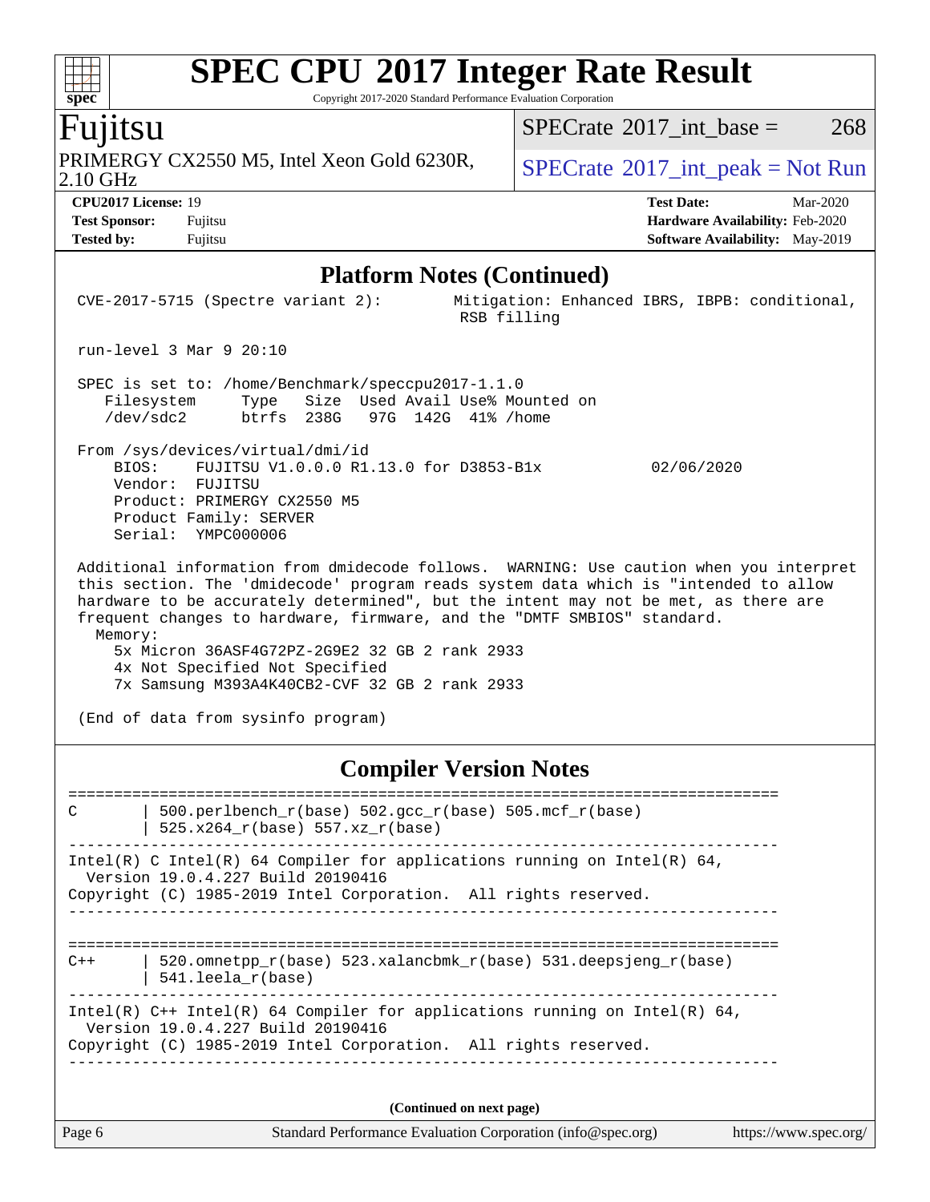## Platform Notes (Continued)

```
CVE-2017-5715 (Spectre variant 2):         Mitigation: Enhanced IBRS, IBPB: conditional,
                                            RSB filling

run-level 3 Mar 9 20:10

SPEC is set to: /home/Benchmark/speccpu2017-1.1.0
   Filesystem     Type   Size  Used Avail Use% Mounted on
   /dev/sdc2      btrfs  238G   97G  142G  41% /home

From /sys/devices/virtual/dmi/id
    BIOS:    FUJITSU V1.0.0.0 R1.13.0 for D3853-B1x              02/06/2020
    Vendor:  FUJITSU
    Product: PRIMERGY CX2550 M5
    Product Family: SERVER
    Serial:  YMPC000006

Additional information from dmidecode follows.  WARNING: Use caution when you interpret
this section. The 'dmidecode' program reads system data which is "intended to allow
hardware to be accurately determined", but the intent may not be met, as there are
frequent changes to hardware, firmware, and the "DMTF SMBIOS" standard.
  Memory:
    5x Micron 36ASF4G72PZ-2G9E2 32 GB 2 rank 2933
    4x Not Specified Not Specified
    7x Samsung M393A4K40CB2-CVF 32 GB 2 rank 2933

(End of data from sysinfo program)
```

## Compiler Version Notes

```
==============================================================================
C       | 500.perlbench_r(base) 502.gcc_r(base) 505.mcf_r(base)
        | 525.x264_r(base) 557.xz_r(base)
------------------------------------------------------------------------------
Intel(R) C Intel(R) 64 Compiler for applications running on Intel(R) 64,
  Version 19.0.4.227 Build 20190416
Copyright (C) 1985-2019 Intel Corporation.  All rights reserved.
------------------------------------------------------------------------------

==============================================================================
C++     | 520.omnetpp_r(base) 523.xalancbmk_r(base) 531.deepsjeng_r(base)
        | 541.leela_r(base)
------------------------------------------------------------------------------
Intel(R) C++ Intel(R) 64 Compiler for applications running on Intel(R) 64,
  Version 19.0.4.227 Build 20190416
Copyright (C) 1985-2019 Intel Corporation.  All rights reserved.
------------------------------------------------------------------------------
```

(Continued on next page)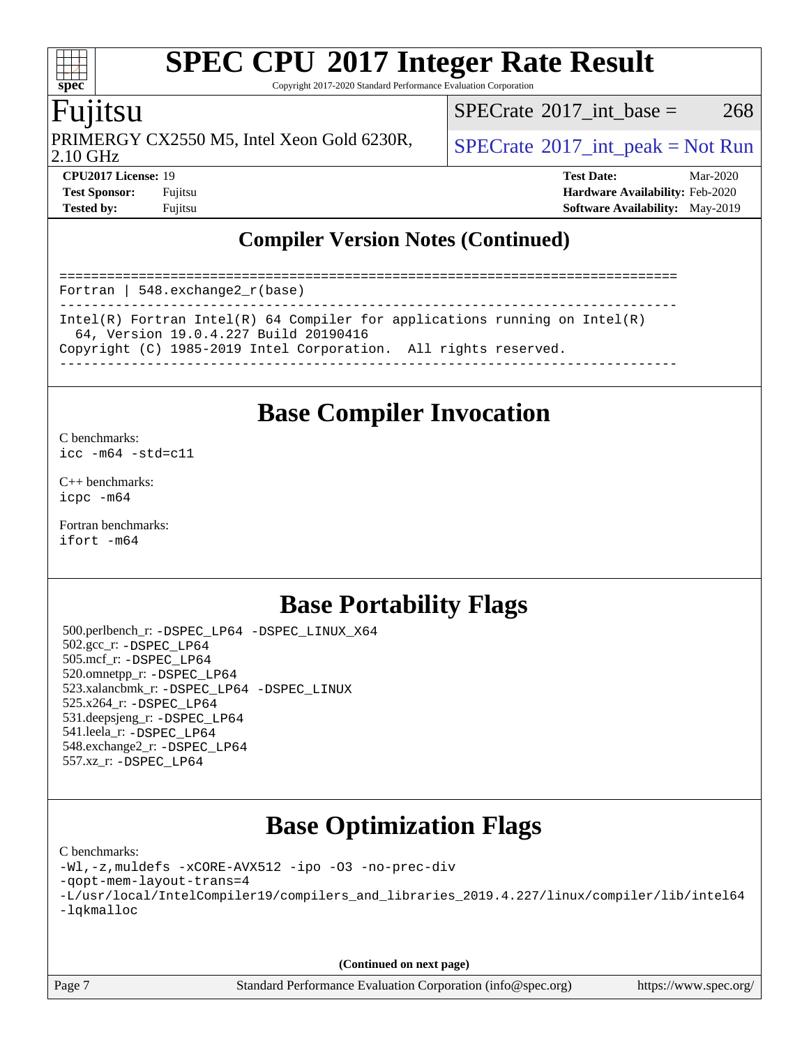## Compiler Version Notes (Continued)

```
==============================================================================
Fortran | 548.exchange2_r(base)
------------------------------------------------------------------------------
Intel(R) Fortran Intel(R) 64 Compiler for applications running on Intel(R)
  64, Version 19.0.4.227 Build 20190416
Copyright (C) 1985-2019 Intel Corporation.  All rights reserved.
------------------------------------------------------------------------------
```

## Base Compiler Invocation

C benchmarks:
`icc -m64 -std=c11`

C++ benchmarks:
`icpc -m64`

Fortran benchmarks:
`ifort -m64`

## Base Portability Flags

500.perlbench_r: `-DSPEC_LP64 -DSPEC_LINUX_X64`
502.gcc_r: `-DSPEC_LP64`
505.mcf_r: `-DSPEC_LP64`
520.omnetpp_r: `-DSPEC_LP64`
523.xalancbmk_r: `-DSPEC_LP64 -DSPEC_LINUX`
525.x264_r: `-DSPEC_LP64`
531.deepsjeng_r: `-DSPEC_LP64`
541.leela_r: `-DSPEC_LP64`
548.exchange2_r: `-DSPEC_LP64`
557.xz_r: `-DSPEC_LP64`

## Base Optimization Flags

C benchmarks:

```
-Wl,-z,muldefs -xCORE-AVX512 -ipo -O3 -no-prec-div
-qopt-mem-layout-trans=4
-L/usr/local/IntelCompiler19/compilers_and_libraries_2019.4.227/linux/compiler/lib/intel64
-lqkmalloc
```

**(Continued on next page)**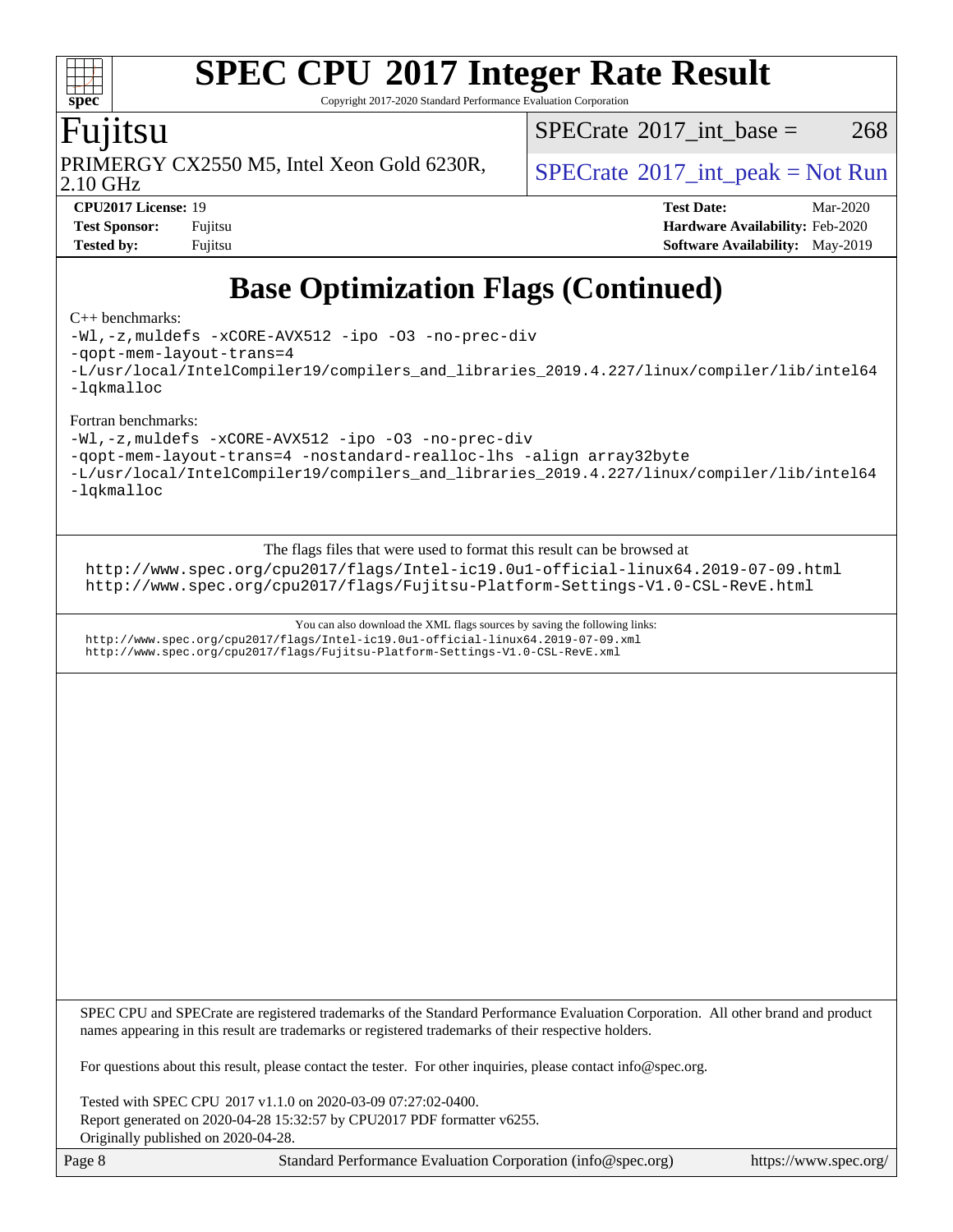# SPEC CPU 2017 Integer Rate Result

Copyright 2017-2020 Standard Performance Evaluation Corporation

## Fujitsu

PRIMERGY CX2550 M5, Intel Xeon Gold 6230R, 2.10 GHz

SPECrate 2017_int_base = 268

SPECrate 2017_int_peak = Not Run

**CPU2017 License:** 19
**Test Sponsor:** Fujitsu
**Tested by:** Fujitsu

**Test Date:** Mar-2020
**Hardware Availability:** Feb-2020
**Software Availability:** May-2019

## Base Optimization Flags (Continued)

C++ benchmarks:

```
-Wl,-z,muldefs -xCORE-AVX512 -ipo -O3 -no-prec-div
-qopt-mem-layout-trans=4
-L/usr/local/IntelCompiler19/compilers_and_libraries_2019.4.227/linux/compiler/lib/intel64
-lqkmalloc
```

Fortran benchmarks:

```
-Wl,-z,muldefs -xCORE-AVX512 -ipo -O3 -no-prec-div
-qopt-mem-layout-trans=4 -nostandard-realloc-lhs -align array32byte
-L/usr/local/IntelCompiler19/compilers_and_libraries_2019.4.227/linux/compiler/lib/intel64
-lqkmalloc
```

The flags files that were used to format this result can be browsed at

http://www.spec.org/cpu2017/flags/Intel-ic19.0u1-official-linux64.2019-07-09.html
http://www.spec.org/cpu2017/flags/Fujitsu-Platform-Settings-V1.0-CSL-RevE.html

You can also download the XML flags sources by saving the following links:

http://www.spec.org/cpu2017/flags/Intel-ic19.0u1-official-linux64.2019-07-09.xml
http://www.spec.org/cpu2017/flags/Fujitsu-Platform-Settings-V1.0-CSL-RevE.xml

SPEC CPU and SPECrate are registered trademarks of the Standard Performance Evaluation Corporation. All other brand and product names appearing in this result are trademarks or registered trademarks of their respective holders.

For questions about this result, please contact the tester. For other inquiries, please contact info@spec.org.

Tested with SPEC CPU 2017 v1.1.0 on 2020-03-09 07:27:02-0400.
Report generated on 2020-04-28 15:32:57 by CPU2017 PDF formatter v6255.
Originally published on 2020-04-28.